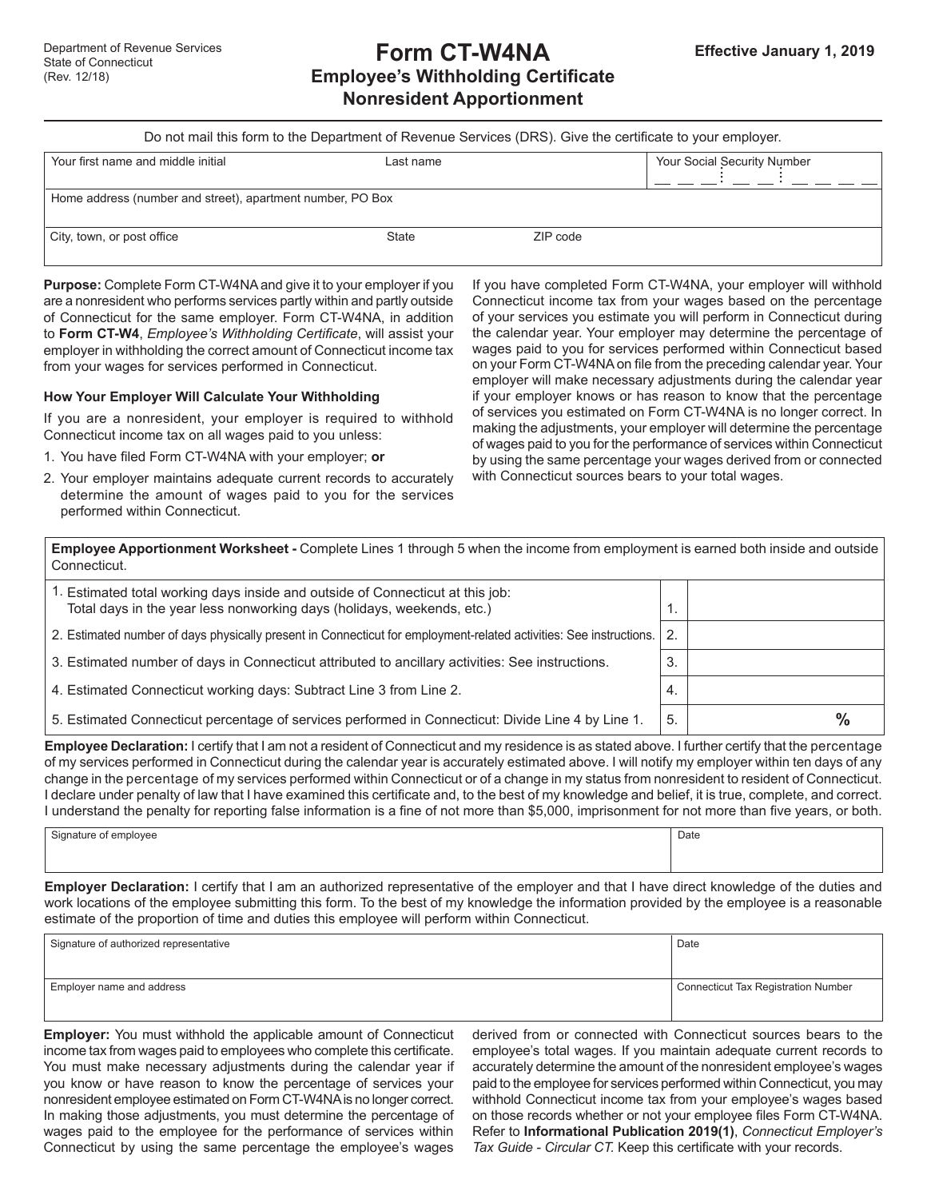Department of Revenue Services
State of Connecticut
(Rev. 12/18)

# Form CT-W4NA

## Employee's Withholding Certificate Nonresident Apportionment

**Effective January 1, 2019**

Do not mail this form to the Department of Revenue Services (DRS). Give the certificate to your employer.

| Your first name and middle initial | Last name | Your Social Security Number |
|---|---|---|
| Home address (number and street), apartment number, PO Box | | |
| City, town, or post office | State | ZIP code |

**Purpose:** Complete Form CT-W4NA and give it to your employer if you are a nonresident who performs services partly within and partly outside of Connecticut for the same employer. Form CT-W4NA, in addition to **Form CT-W4**, *Employee's Withholding Certificate*, will assist your employer in withholding the correct amount of Connecticut income tax from your wages for services performed in Connecticut.

### How Your Employer Will Calculate Your Withholding

If you are a nonresident, your employer is required to withhold Connecticut income tax on all wages paid to you unless:

1. You have filed Form CT-W4NA with your employer; **or**
2. Your employer maintains adequate current records to accurately determine the amount of wages paid to you for the services performed within Connecticut.

If you have completed Form CT-W4NA, your employer will withhold Connecticut income tax from your wages based on the percentage of your services you estimate you will perform in Connecticut during the calendar year. Your employer may determine the percentage of wages paid to you for services performed within Connecticut based on your Form CT-W4NA on file from the preceding calendar year. Your employer will make necessary adjustments during the calendar year if your employer knows or has reason to know that the percentage of services you estimated on Form CT-W4NA is no longer correct. In making the adjustments, your employer will determine the percentage of wages paid to you for the performance of services within Connecticut by using the same percentage your wages derived from or connected with Connecticut sources bears to your total wages.

**Employee Apportionment Worksheet -** Complete Lines 1 through 5 when the income from employment is earned both inside and outside Connecticut.

| Line | | |
|---|---|---|
| 1. Estimated total working days inside and outside of Connecticut at this job: Total days in the year less nonworking days (holidays, weekends, etc.) | 1. | |
| 2. Estimated number of days physically present in Connecticut for employment-related activities: See instructions. | 2. | |
| 3. Estimated number of days in Connecticut attributed to ancillary activities: See instructions. | 3. | |
| 4. Estimated Connecticut working days: Subtract Line 3 from Line 2. | 4. | |
| 5. Estimated Connecticut percentage of services performed in Connecticut: Divide Line 4 by Line 1. | 5. | % |

**Employee Declaration:** I certify that I am not a resident of Connecticut and my residence is as stated above. I further certify that the percentage of my services performed in Connecticut during the calendar year is accurately estimated above. I will notify my employer within ten days of any change in the percentage of my services performed within Connecticut or of a change in my status from nonresident to resident of Connecticut. I declare under penalty of law that I have examined this certificate and, to the best of my knowledge and belief, it is true, complete, and correct. I understand the penalty for reporting false information is a fine of not more than $5,000, imprisonment for not more than five years, or both.

| Signature of employee | Date |
|---|---|
| | |

**Employer Declaration:** I certify that I am an authorized representative of the employer and that I have direct knowledge of the duties and work locations of the employee submitting this form. To the best of my knowledge the information provided by the employee is a reasonable estimate of the proportion of time and duties this employee will perform within Connecticut.

| Signature of authorized representative | Date |
|---|---|
| Employer name and address | Connecticut Tax Registration Number |

**Employer:** You must withhold the applicable amount of Connecticut income tax from wages paid to employees who complete this certificate. You must make necessary adjustments during the calendar year if you know or have reason to know the percentage of services your nonresident employee estimated on Form CT-W4NA is no longer correct. In making those adjustments, you must determine the percentage of wages paid to the employee for the performance of services within Connecticut by using the same percentage the employee's wages derived from or connected with Connecticut sources bears to the employee's total wages. If you maintain adequate current records to accurately determine the amount of the nonresident employee's wages paid to the employee for services performed within Connecticut, you may withhold Connecticut income tax from your employee's wages based on those records whether or not your employee files Form CT-W4NA. Refer to **Informational Publication 2019(1)**, *Connecticut Employer's Tax Guide - Circular CT.* Keep this certificate with your records.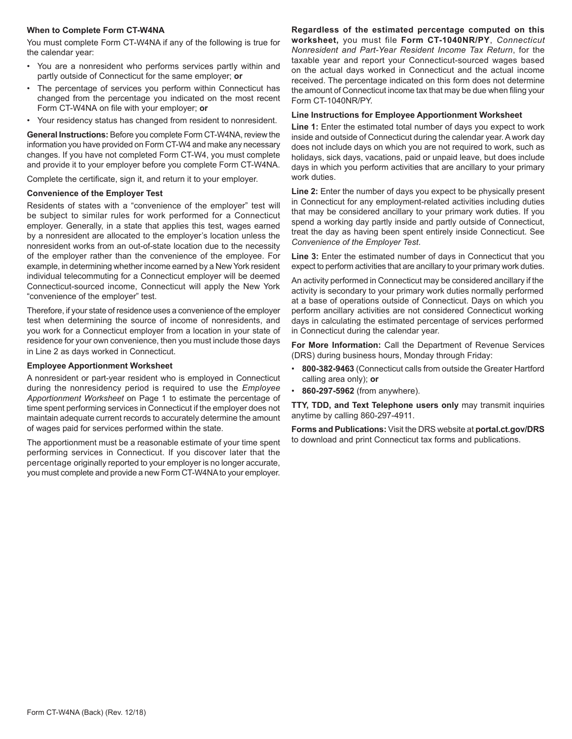### When to Complete Form CT-W4NA

You must complete Form CT-W4NA if any of the following is true for the calendar year:

- You are a nonresident who performs services partly within and partly outside of Connecticut for the same employer; **or**
- The percentage of services you perform within Connecticut has changed from the percentage you indicated on the most recent Form CT-W4NA on file with your employer; **or**
- Your residency status has changed from resident to nonresident.

**General Instructions:** Before you complete Form CT-W4NA, review the information you have provided on Form CT-W4 and make any necessary changes. If you have not completed Form CT-W4, you must complete and provide it to your employer before you complete Form CT-W4NA.

Complete the certificate, sign it, and return it to your employer.

### Convenience of the Employer Test

Residents of states with a "convenience of the employer" test will be subject to similar rules for work performed for a Connecticut employer. Generally, in a state that applies this test, wages earned by a nonresident are allocated to the employer's location unless the nonresident works from an out-of-state location due to the necessity of the employer rather than the convenience of the employee. For example, in determining whether income earned by a New York resident individual telecommuting for a Connecticut employer will be deemed Connecticut-sourced income, Connecticut will apply the New York "convenience of the employer" test.

Therefore, if your state of residence uses a convenience of the employer test when determining the source of income of nonresidents, and you work for a Connecticut employer from a location in your state of residence for your own convenience, then you must include those days in Line 2 as days worked in Connecticut.

### Employee Apportionment Worksheet

A nonresident or part-year resident who is employed in Connecticut during the nonresidency period is required to use the *Employee Apportionment Worksheet* on Page 1 to estimate the percentage of time spent performing services in Connecticut if the employer does not maintain adequate current records to accurately determine the amount of wages paid for services performed within the state.

The apportionment must be a reasonable estimate of your time spent performing services in Connecticut. If you discover later that the percentage originally reported to your employer is no longer accurate, you must complete and provide a new Form CT-W4NA to your employer.

**Regardless of the estimated percentage computed on this worksheet,** you must file **Form CT-1040NR/PY**, *Connecticut Nonresident and Part-Year Resident Income Tax Return*, for the taxable year and report your Connecticut-sourced wages based on the actual days worked in Connecticut and the actual income received. The percentage indicated on this form does not determine the amount of Connecticut income tax that may be due when filing your Form CT-1040NR/PY.

### Line Instructions for Employee Apportionment Worksheet

**Line 1:** Enter the estimated total number of days you expect to work inside and outside of Connecticut during the calendar year. A work day does not include days on which you are not required to work, such as holidays, sick days, vacations, paid or unpaid leave, but does include days in which you perform activities that are ancillary to your primary work duties.

**Line 2:** Enter the number of days you expect to be physically present in Connecticut for any employment-related activities including duties that may be considered ancillary to your primary work duties. If you spend a working day partly inside and partly outside of Connecticut, treat the day as having been spent entirely inside Connecticut. See *Convenience of the Employer Test*.

**Line 3:** Enter the estimated number of days in Connecticut that you expect to perform activities that are ancillary to your primary work duties.

An activity performed in Connecticut may be considered ancillary if the activity is secondary to your primary work duties normally performed at a base of operations outside of Connecticut. Days on which you perform ancillary activities are not considered Connecticut working days in calculating the estimated percentage of services performed in Connecticut during the calendar year.

**For More Information:** Call the Department of Revenue Services (DRS) during business hours, Monday through Friday:

- **800-382-9463** (Connecticut calls from outside the Greater Hartford calling area only); **or**
- **860-297-5962** (from anywhere).

**TTY, TDD, and Text Telephone users only** may transmit inquiries anytime by calling 860-297-4911.

**Forms and Publications:** Visit the DRS website at **portal.ct.gov/DRS** to download and print Connecticut tax forms and publications.